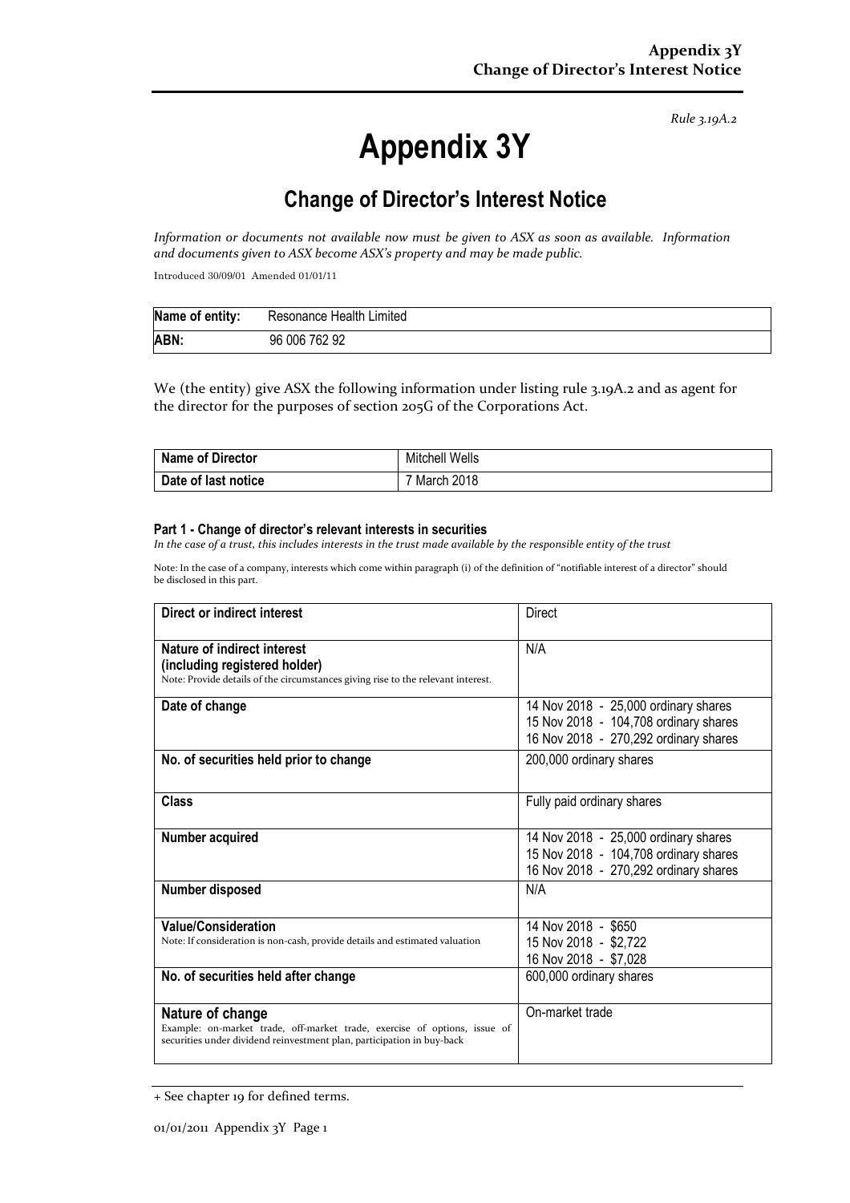*Rule 3.19A.2*

# Appendix 3Y

## Change of Director's Interest Notice

*Information or documents not available now must be given to ASX as soon as available. Information and documents given to ASX become ASX's property and may be made public.*

Introduced 30/09/01 Amended 01/01/11

| **Name of entity:** | Resonance Health Limited |
|---|---|
| **ABN:** | 96 006 762 92 |

We (the entity) give ASX the following information under listing rule 3.19A.2 and as agent for the director for the purposes of section 205G of the Corporations Act.

| **Name of Director** | Mitchell Wells |
|---|---|
| **Date of last notice** | 7 March 2018 |

### Part 1 - Change of director's relevant interests in securities

*In the case of a trust, this includes interests in the trust made available by the responsible entity of the trust*

Note: In the case of a company, interests which come within paragraph (i) of the definition of "notifiable interest of a director" should be disclosed in this part.

| **Direct or indirect interest** | Direct |
|---|---|
| **Nature of indirect interest (including registered holder)**<br>Note: Provide details of the circumstances giving rise to the relevant interest. | N/A |
| **Date of change** | 14 Nov 2018 - 25,000 ordinary shares<br>15 Nov 2018 - 104,708 ordinary shares<br>16 Nov 2018 - 270,292 ordinary shares |
| **No. of securities held prior to change** | 200,000 ordinary shares |
| **Class** | Fully paid ordinary shares |
| **Number acquired** | 14 Nov 2018 - 25,000 ordinary shares<br>15 Nov 2018 - 104,708 ordinary shares<br>16 Nov 2018 - 270,292 ordinary shares |
| **Number disposed** | N/A |
| **Value/Consideration**<br>Note: If consideration is non-cash, provide details and estimated valuation | 14 Nov 2018 - $650<br>15 Nov 2018 - $2,722<br>16 Nov 2018 - $7,028 |
| **No. of securities held after change** | 600,000 ordinary shares |
| **Nature of change**<br>Example: on-market trade, off-market trade, exercise of options, issue of securities under dividend reinvestment plan, participation in buy-back | On-market trade |

+ See chapter 19 for defined terms.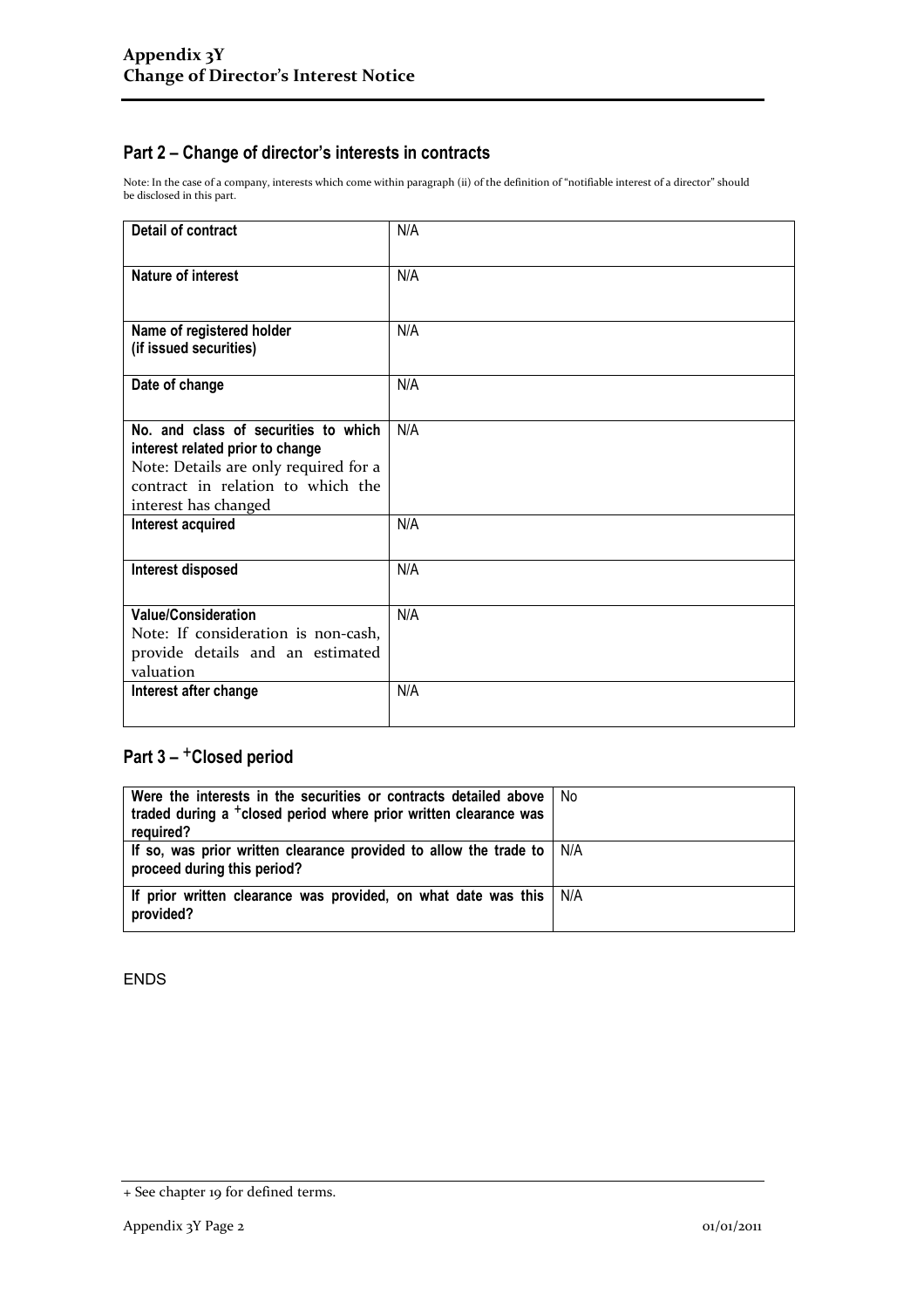## Part 2 – Change of director's interests in contracts

Note: In the case of a company, interests which come within paragraph (ii) of the definition of "notifiable interest of a director" should be disclosed in this part.

| | |
|---|---|
| **Detail of contract** | N/A |
| **Nature of interest** | N/A |
| **Name of registered holder (if issued securities)** | N/A |
| **Date of change** | N/A |
| **No. and class of securities to which interest related prior to change** Note: Details are only required for a contract in relation to which the interest has changed | N/A |
| **Interest acquired** | N/A |
| **Interest disposed** | N/A |
| **Value/Consideration** Note: If consideration is non-cash, provide details and an estimated valuation | N/A |
| **Interest after change** | N/A |

## Part 3 – +Closed period

| | |
|---|---|
| **Were the interests in the securities or contracts detailed above traded during a +closed period where prior written clearance was required?** | No |
| **If so, was prior written clearance provided to allow the trade to proceed during this period?** | N/A |
| **If prior written clearance was provided, on what date was this provided?** | N/A |

ENDS

+ See chapter 19 for defined terms.